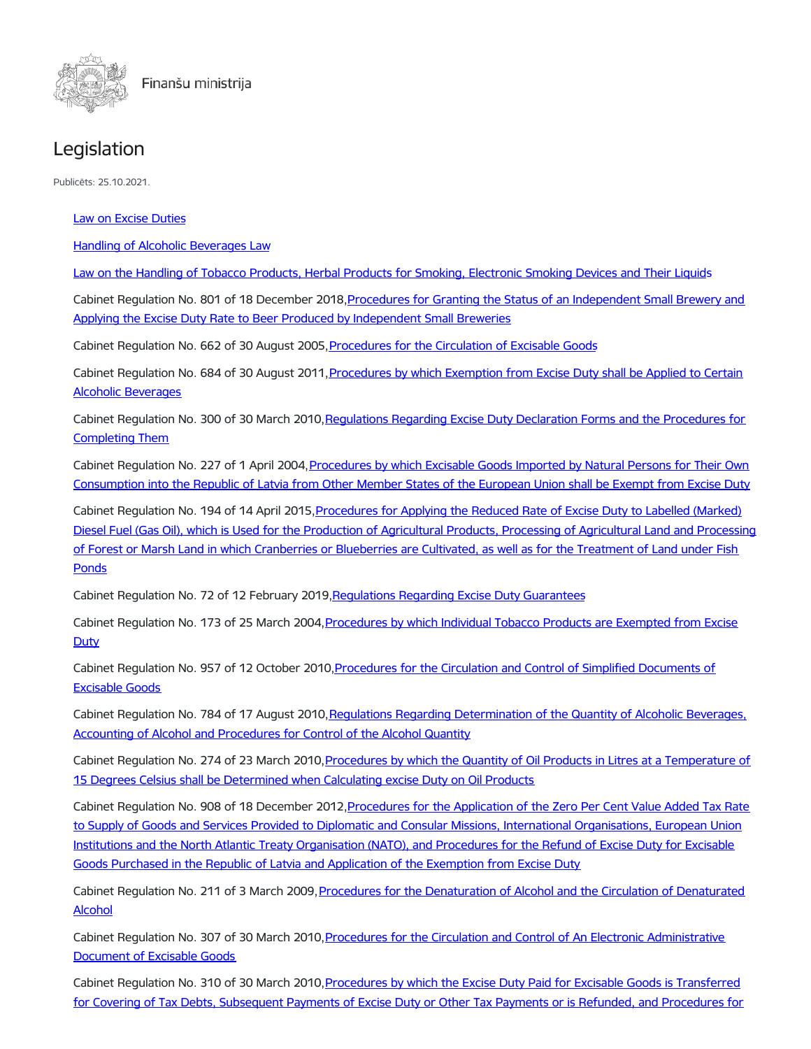Finanšu ministrija

# Legislation

Publicēts: 25.10.2021.

Law on Excise Duties

Handling of Alcoholic Beverages Law

Law on the Handling of Tobacco Products, Herbal Products for Smoking, Electronic Smoking Devices and Their Liquids

Cabinet Regulation No. 801 of 18 December 2018,Procedures for Granting the Status of an Independent Small Brewery and Applying the Excise Duty Rate to Beer Produced by Independent Small Breweries

Cabinet Regulation No. 662 of 30 August 2005,Procedures for the Circulation of Excisable Goods

Cabinet Regulation No. 684 of 30 August 2011,Procedures by which Exemption from Excise Duty shall be Applied to Certain Alcoholic Beverages

Cabinet Regulation No. 300 of 30 March 2010,Regulations Regarding Excise Duty Declaration Forms and the Procedures for Completing Them

Cabinet Regulation No. 227 of 1 April 2004,Procedures by which Excisable Goods Imported by Natural Persons for Their Own Consumption into the Republic of Latvia from Other Member States of the European Union shall be Exempt from Excise Duty

Cabinet Regulation No. 194 of 14 April 2015,Procedures for Applying the Reduced Rate of Excise Duty to Labelled (Marked) Diesel Fuel (Gas Oil), which is Used for the Production of Agricultural Products, Processing of Agricultural Land and Processing of Forest or Marsh Land in which Cranberries or Blueberries are Cultivated, as well as for the Treatment of Land under Fish Ponds

Cabinet Regulation No. 72 of 12 February 2019,Regulations Regarding Excise Duty Guarantees

Cabinet Regulation No. 173 of 25 March 2004,Procedures by which Individual Tobacco Products are Exempted from Excise Duty

Cabinet Regulation No. 957 of 12 October 2010,Procedures for the Circulation and Control of Simplified Documents of Excisable Goods

Cabinet Regulation No. 784 of 17 August 2010,Regulations Regarding Determination of the Quantity of Alcoholic Beverages, Accounting of Alcohol and Procedures for Control of the Alcohol Quantity

Cabinet Regulation No. 274 of 23 March 2010,Procedures by which the Quantity of Oil Products in Litres at a Temperature of 15 Degrees Celsius shall be Determined when Calculating excise Duty on Oil Products

Cabinet Regulation No. 908 of 18 December 2012,Procedures for the Application of the Zero Per Cent Value Added Tax Rate to Supply of Goods and Services Provided to Diplomatic and Consular Missions, International Organisations, European Union Institutions and the North Atlantic Treaty Organisation (NATO), and Procedures for the Refund of Excise Duty for Excisable Goods Purchased in the Republic of Latvia and Application of the Exemption from Excise Duty

Cabinet Regulation No. 211 of 3 March 2009,Procedures for the Denaturation of Alcohol and the Circulation of Denaturated Alcohol

Cabinet Regulation No. 307 of 30 March 2010,Procedures for the Circulation and Control of An Electronic Administrative Document of Excisable Goods

Cabinet Regulation No. 310 of 30 March 2010,Procedures by which the Excise Duty Paid for Excisable Goods is Transferred for Covering of Tax Debts, Subsequent Payments of Excise Duty or Other Tax Payments or is Refunded, and Procedures for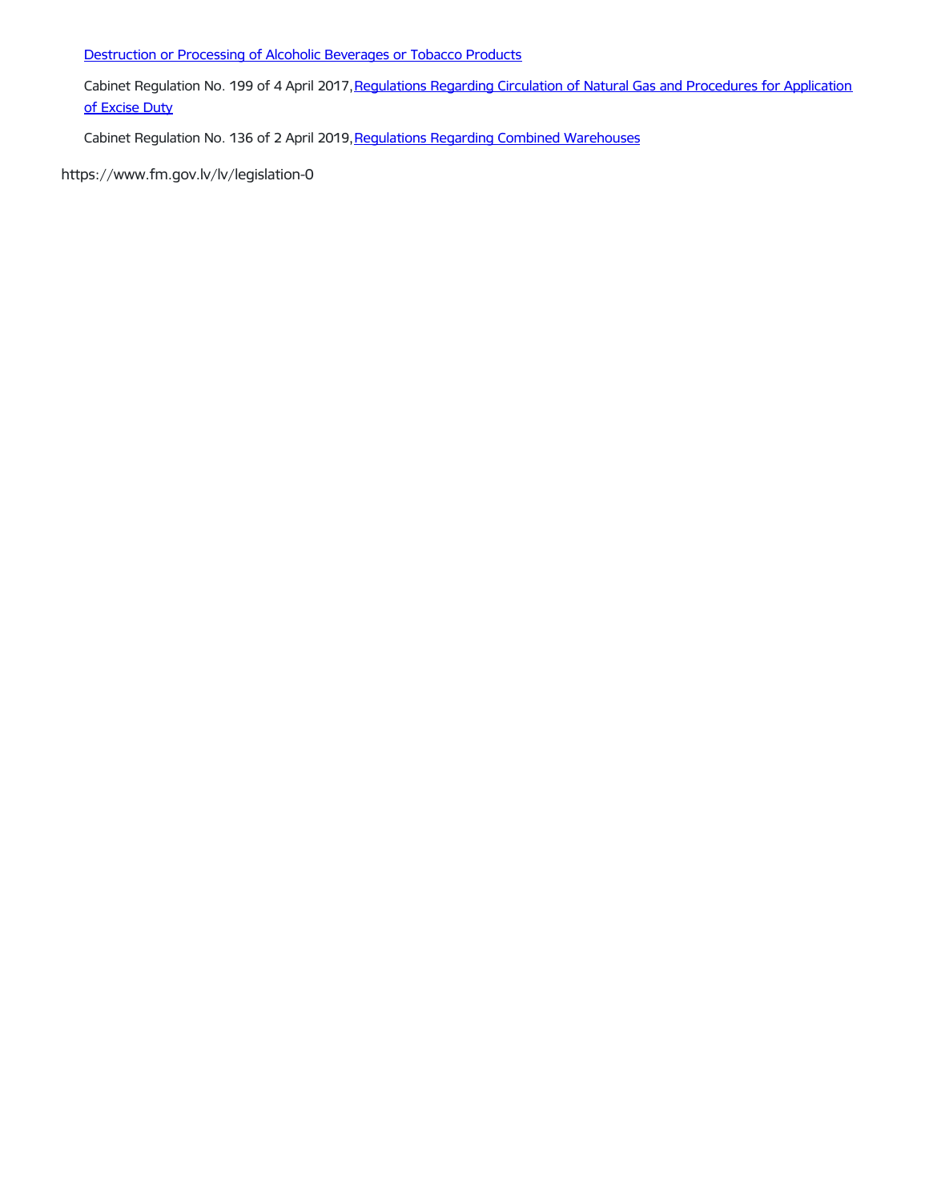Destruction or Processing of Alcoholic Beverages or Tobacco Products

Cabinet Regulation No. 199 of 4 April 2017, Regulations Regarding Circulation of Natural Gas and Procedures for Application of Excise Duty

Cabinet Regulation No. 136 of 2 April 2019, Regulations Regarding Combined Warehouses

https://www.fm.gov.lv/lv/legislation-0